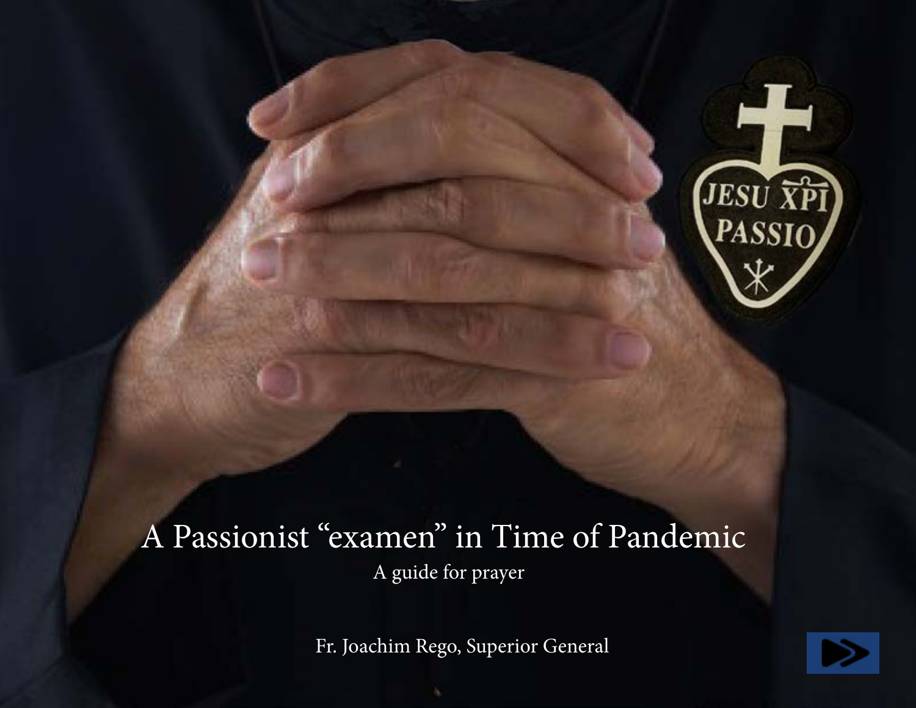# A Passionist "examen" in Time of Pandemic

A guide for prayer

Fr. Joachim Rego, Superior General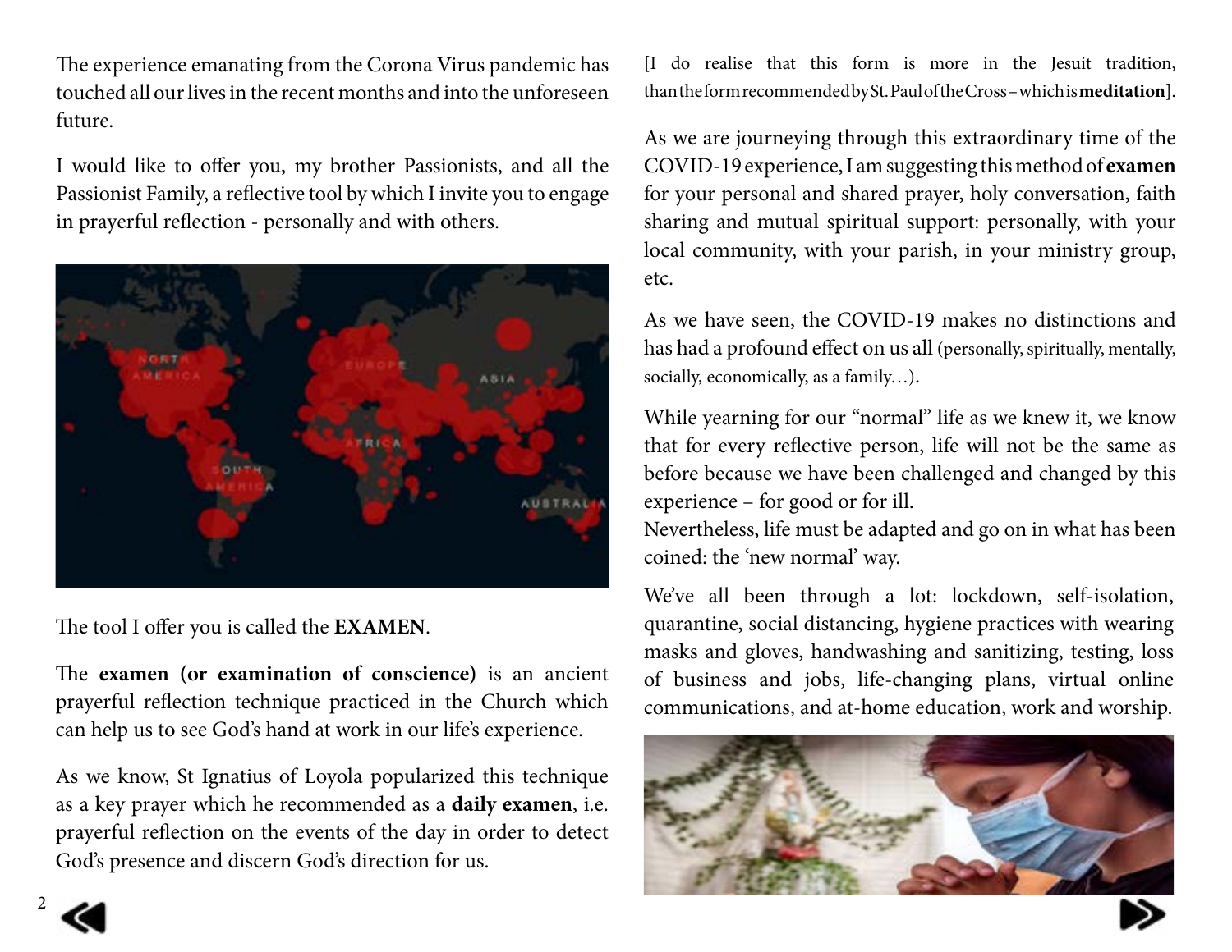The experience emanating from the Corona Virus pandemic has touched all our lives in the recent months and into the unforeseen future.

I would like to offer you, my brother Passionists, and all the Passionist Family, a reflective tool by which I invite you to engage in prayerful reflection - personally and with others.

The tool I offer you is called the **EXAMEN**.

The **examen (or examination of conscience)** is an ancient prayerful reflection technique practiced in the Church which can help us to see God's hand at work in our life's experience.

As we know, St Ignatius of Loyola popularized this technique as a key prayer which he recommended as a **daily examen**, i.e. prayerful reflection on the events of the day in order to detect God's presence and discern God's direction for us.

[I do realise that this form is more in the Jesuit tradition, than the form recommended by St. Paul of the Cross – which is **meditation**].

As we are journeying through this extraordinary time of the COVID-19 experience, I am suggesting this method of **examen** for your personal and shared prayer, holy conversation, faith sharing and mutual spiritual support: personally, with your local community, with your parish, in your ministry group, etc.

As we have seen, the COVID-19 makes no distinctions and has had a profound effect on us all (personally, spiritually, mentally, socially, economically, as a family…).

While yearning for our "normal" life as we knew it, we know that for every reflective person, life will not be the same as before because we have been challenged and changed by this experience – for good or for ill.
Nevertheless, life must be adapted and go on in what has been coined: the 'new normal' way.

We've all been through a lot: lockdown, self-isolation, quarantine, social distancing, hygiene practices with wearing masks and gloves, handwashing and sanitizing, testing, loss of business and jobs, life-changing plans, virtual online communications, and at-home education, work and worship.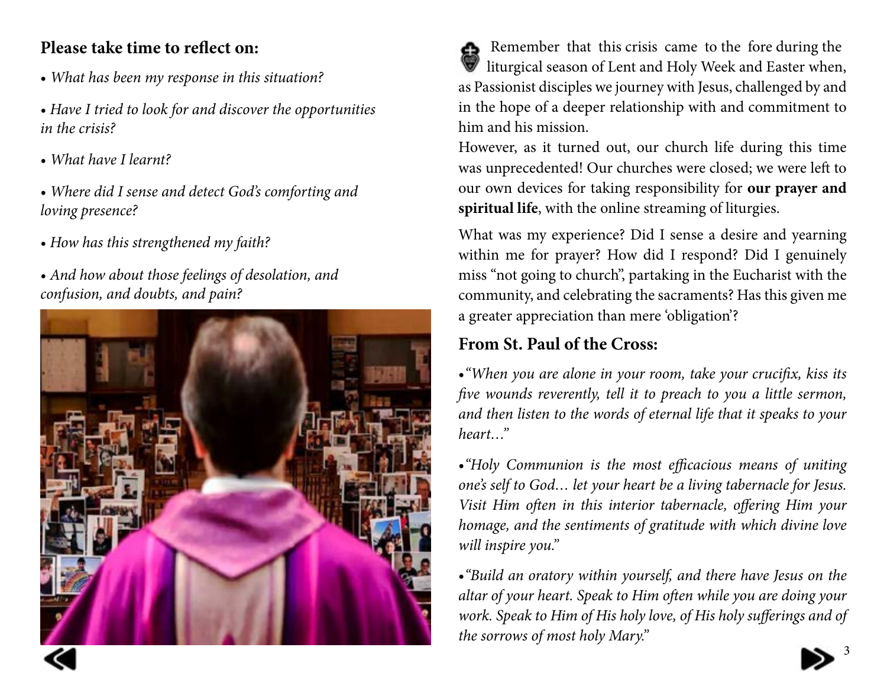**Please take time to reflect on:**

- *What has been my response in this situation?*
- *Have I tried to look for and discover the opportunities in the crisis?*
- *What have I learnt?*
- *Where did I sense and detect God's comforting and loving presence?*
- *How has this strengthened my faith?*
- *And how about those feelings of desolation, and confusion, and doubts, and pain?*

Remember that this crisis came to the fore during the liturgical season of Lent and Holy Week and Easter when, as Passionist disciples we journey with Jesus, challenged by and in the hope of a deeper relationship with and commitment to him and his mission.

However, as it turned out, our church life during this time was unprecedented! Our churches were closed; we were left to our own devices for taking responsibility for **our prayer and spiritual life**, with the online streaming of liturgies.

What was my experience? Did I sense a desire and yearning within me for prayer? How did I respond? Did I genuinely miss "not going to church", partaking in the Eucharist with the community, and celebrating the sacraments? Has this given me a greater appreciation than mere 'obligation'?

**From St. Paul of the Cross:**

- *"When you are alone in your room, take your crucifix, kiss its five wounds reverently, tell it to preach to you a little sermon, and then listen to the words of eternal life that it speaks to your heart…"*
- *"Holy Communion is the most efficacious means of uniting one's self to God… let your heart be a living tabernacle for Jesus. Visit Him often in this interior tabernacle, offering Him your homage, and the sentiments of gratitude with which divine love will inspire you."*
- *"Build an oratory within yourself, and there have Jesus on the altar of your heart. Speak to Him often while you are doing your work. Speak to Him of His holy love, of His holy sufferings and of the sorrows of most holy Mary."*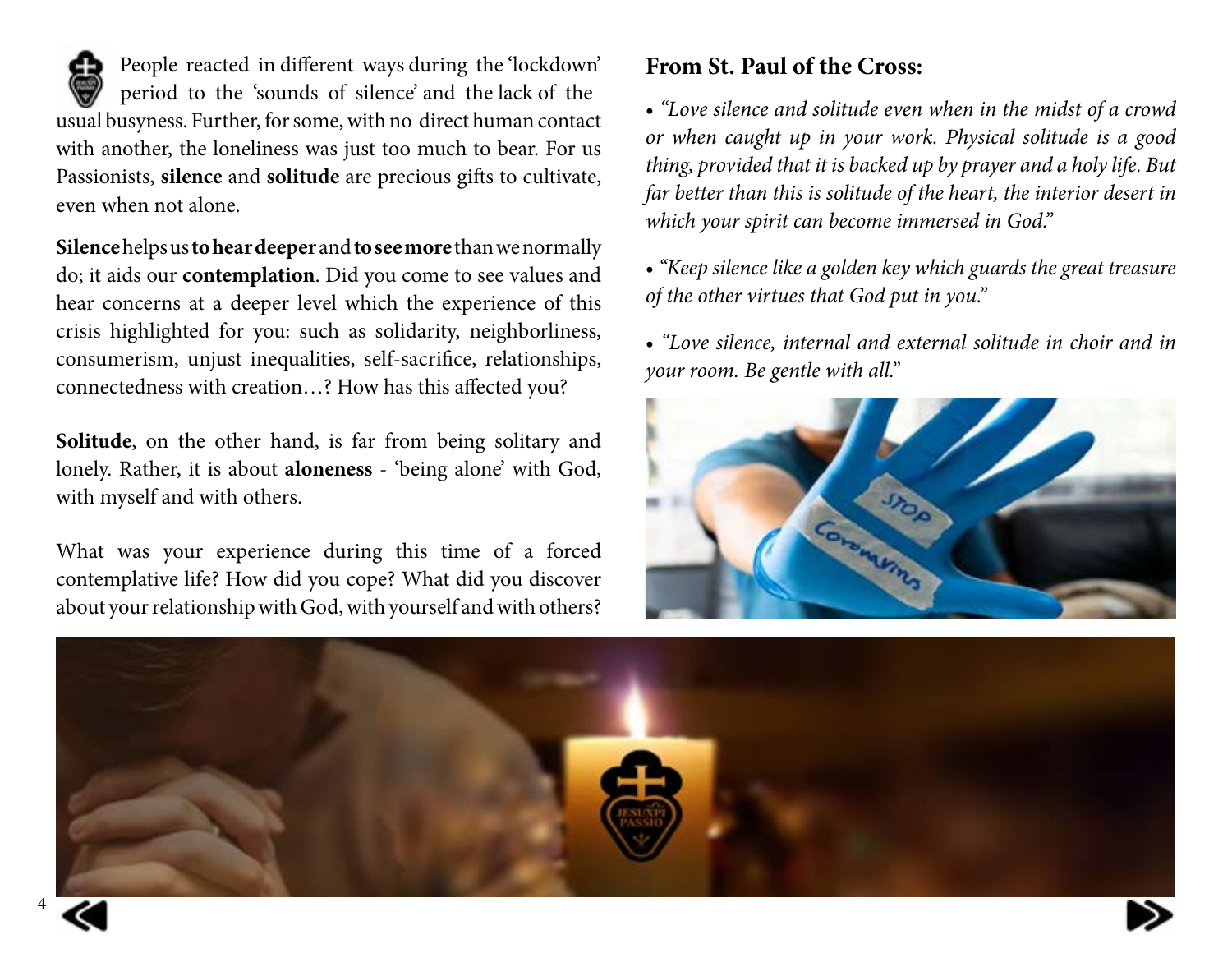People reacted in different ways during the 'lockdown' period to the 'sounds of silence' and the lack of the usual busyness. Further, for some, with no direct human contact with another, the loneliness was just too much to bear. For us Passionists, **silence** and **solitude** are precious gifts to cultivate, even when not alone.

**Silence** helps us **to hear deeper** and **to see more** than we normally do; it aids our **contemplation**. Did you come to see values and hear concerns at a deeper level which the experience of this crisis highlighted for you: such as solidarity, neighborliness, consumerism, unjust inequalities, self-sacrifice, relationships, connectedness with creation…? How has this affected you?

**Solitude**, on the other hand, is far from being solitary and lonely. Rather, it is about **aloneness** - 'being alone' with God, with myself and with others.

What was your experience during this time of a forced contemplative life? How did you cope? What did you discover about your relationship with God, with yourself and with others?

## From St. Paul of the Cross:

- *"Love silence and solitude even when in the midst of a crowd or when caught up in your work. Physical solitude is a good thing, provided that it is backed up by prayer and a holy life. But far better than this is solitude of the heart, the interior desert in which your spirit can become immersed in God."*

- *"Keep silence like a golden key which guards the great treasure of the other virtues that God put in you."*

- *"Love silence, internal and external solitude in choir and in your room. Be gentle with all."*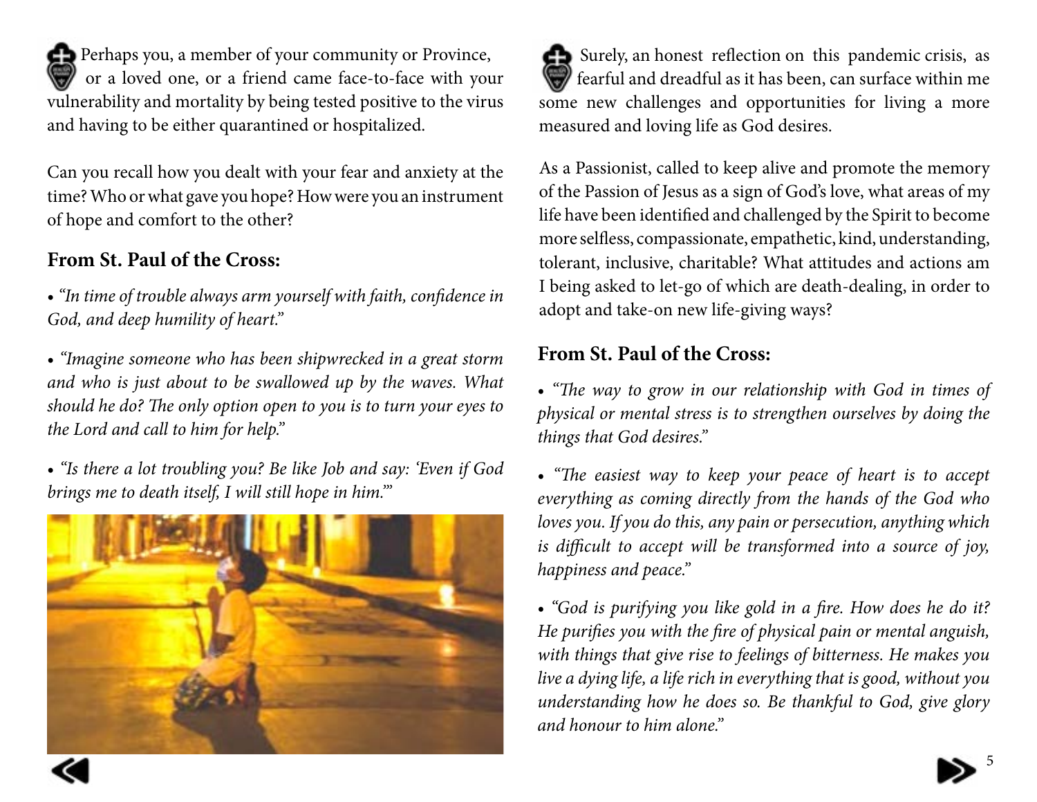Perhaps you, a member of your community or Province, or a loved one, or a friend came face-to-face with your vulnerability and mortality by being tested positive to the virus and having to be either quarantined or hospitalized.

Can you recall how you dealt with your fear and anxiety at the time? Who or what gave you hope? How were you an instrument of hope and comfort to the other?

## From St. Paul of the Cross:

- *"In time of trouble always arm yourself with faith, confidence in God, and deep humility of heart."*

- *"Imagine someone who has been shipwrecked in a great storm and who is just about to be swallowed up by the waves. What should he do? The only option open to you is to turn your eyes to the Lord and call to him for help."*

- *"Is there a lot troubling you? Be like Job and say: 'Even if God brings me to death itself, I will still hope in him.'"*

Surely, an honest reflection on this pandemic crisis, as fearful and dreadful as it has been, can surface within me some new challenges and opportunities for living a more measured and loving life as God desires.

As a Passionist, called to keep alive and promote the memory of the Passion of Jesus as a sign of God's love, what areas of my life have been identified and challenged by the Spirit to become more selfless, compassionate, empathetic, kind, understanding, tolerant, inclusive, charitable? What attitudes and actions am I being asked to let-go of which are death-dealing, in order to adopt and take-on new life-giving ways?

## From St. Paul of the Cross:

- *"The way to grow in our relationship with God in times of physical or mental stress is to strengthen ourselves by doing the things that God desires."*

- *"The easiest way to keep your peace of heart is to accept everything as coming directly from the hands of the God who loves you. If you do this, any pain or persecution, anything which is difficult to accept will be transformed into a source of joy, happiness and peace."*

- *"God is purifying you like gold in a fire. How does he do it? He purifies you with the fire of physical pain or mental anguish, with things that give rise to feelings of bitterness. He makes you live a dying life, a life rich in everything that is good, without you understanding how he does so. Be thankful to God, give glory and honour to him alone."*